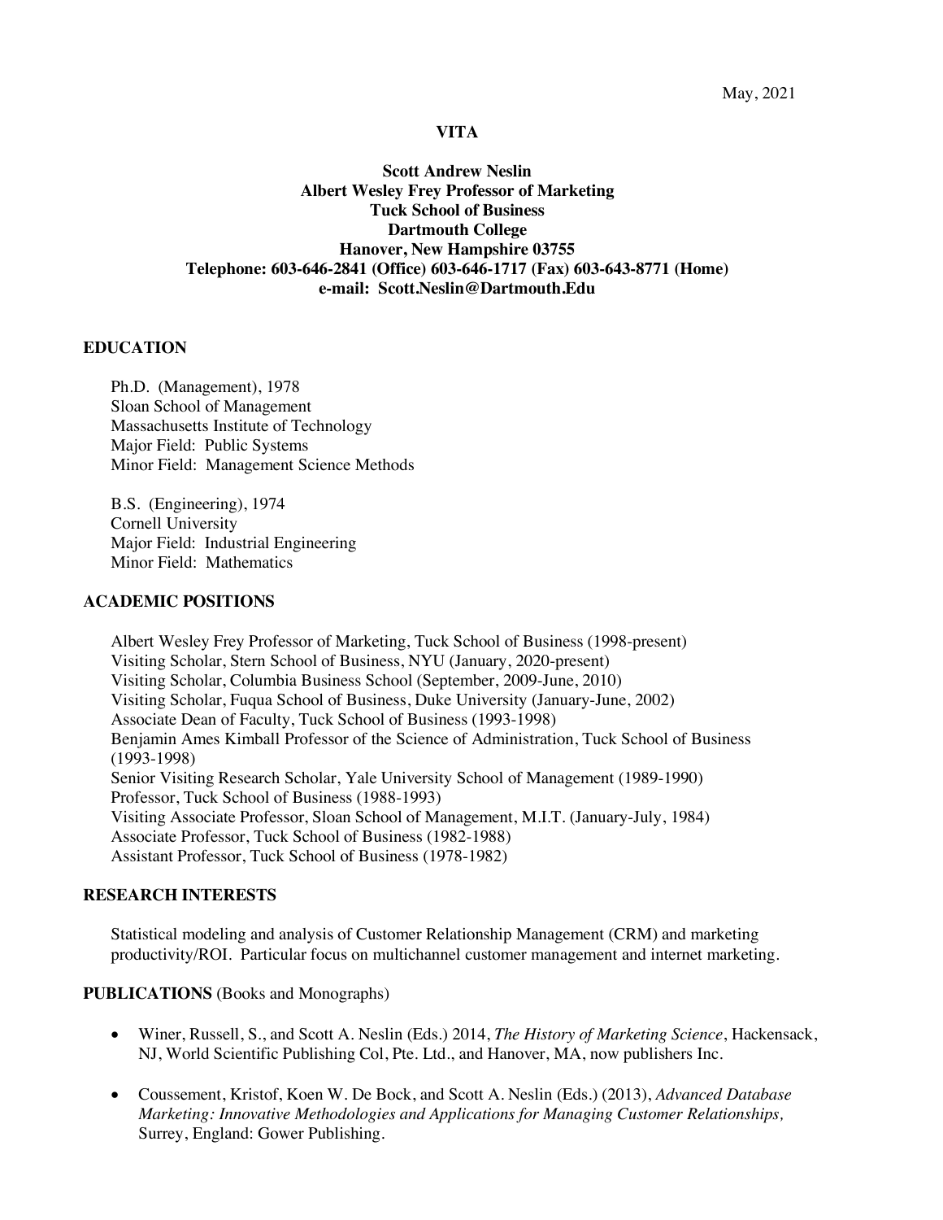May, 2021

**VITA**

**Scott Andrew Neslin**
**Albert Wesley Frey Professor of Marketing**
**Tuck School of Business**
**Dartmouth College**
**Hanover, New Hampshire 03755**
**Telephone: 603-646-2841 (Office) 603-646-1717 (Fax) 603-643-8771 (Home)**
**e-mail: Scott.Neslin@Dartmouth.Edu**

## EDUCATION

Ph.D. (Management), 1978
Sloan School of Management
Massachusetts Institute of Technology
Major Field: Public Systems
Minor Field: Management Science Methods

B.S. (Engineering), 1974
Cornell University
Major Field: Industrial Engineering
Minor Field: Mathematics

## ACADEMIC POSITIONS

Albert Wesley Frey Professor of Marketing, Tuck School of Business (1998-present)
Visiting Scholar, Stern School of Business, NYU (January, 2020-present)
Visiting Scholar, Columbia Business School (September, 2009-June, 2010)
Visiting Scholar, Fuqua School of Business, Duke University (January-June, 2002)
Associate Dean of Faculty, Tuck School of Business (1993-1998)
Benjamin Ames Kimball Professor of the Science of Administration, Tuck School of Business (1993-1998)
Senior Visiting Research Scholar, Yale University School of Management (1989-1990)
Professor, Tuck School of Business (1988-1993)
Visiting Associate Professor, Sloan School of Management, M.I.T. (January-July, 1984)
Associate Professor, Tuck School of Business (1982-1988)
Assistant Professor, Tuck School of Business (1978-1982)

## RESEARCH INTERESTS

Statistical modeling and analysis of Customer Relationship Management (CRM) and marketing productivity/ROI. Particular focus on multichannel customer management and internet marketing.

## PUBLICATIONS (Books and Monographs)

- Winer, Russell, S., and Scott A. Neslin (Eds.) 2014, *The History of Marketing Science*, Hackensack, NJ, World Scientific Publishing Col, Pte. Ltd., and Hanover, MA, now publishers Inc.

- Coussement, Kristof, Koen W. De Bock, and Scott A. Neslin (Eds.) (2013), *Advanced Database Marketing: Innovative Methodologies and Applications for Managing Customer Relationships,* Surrey, England: Gower Publishing.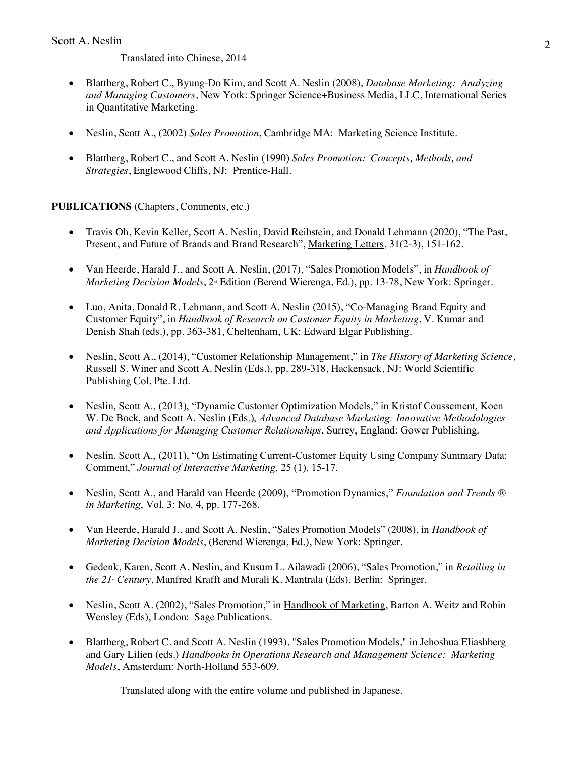Translated into Chinese, 2014

- Blattberg, Robert C., Byung-Do Kim, and Scott A. Neslin (2008), *Database Marketing: Analyzing and Managing Customers*, New York: Springer Science+Business Media, LLC, International Series in Quantitative Marketing.

- Neslin, Scott A., (2002) *Sales Promotion*, Cambridge MA: Marketing Science Institute.

- Blattberg, Robert C., and Scott A. Neslin (1990) *Sales Promotion: Concepts, Methods, and Strategies*, Englewood Cliffs, NJ: Prentice-Hall.

**PUBLICATIONS** (Chapters, Comments, etc.)

- Travis Oh, Kevin Keller, Scott A. Neslin, David Reibstein, and Donald Lehmann (2020), "The Past, Present, and Future of Brands and Brand Research", <u>Marketing Letters</u>, 31(2-3), 151-162.

- Van Heerde, Harald J., and Scott A. Neslin, (2017), "Sales Promotion Models", in *Handbook of Marketing Decision Models*, 2nd Edition (Berend Wierenga, Ed.), pp. 13-78, New York: Springer.

- Luo, Anita, Donald R. Lehmann, and Scott A. Neslin (2015), "Co-Managing Brand Equity and Customer Equity", in *Handbook of Research on Customer Equity in Marketing*, V. Kumar and Denish Shah (eds.), pp. 363-381, Cheltenham, UK: Edward Elgar Publishing.

- Neslin, Scott A., (2014), "Customer Relationship Management," in *The History of Marketing Science*, Russell S. Winer and Scott A. Neslin (Eds.), pp. 289-318, Hackensack, NJ: World Scientific Publishing Col, Pte. Ltd.

- Neslin, Scott A., (2013), "Dynamic Customer Optimization Models," in Kristof Coussement, Koen W. De Bock, and Scott A. Neslin (Eds.), *Advanced Database Marketing: Innovative Methodologies and Applications for Managing Customer Relationships*, Surrey, England: Gower Publishing.

- Neslin, Scott A., (2011), "On Estimating Current-Customer Equity Using Company Summary Data: Comment," *Journal of Interactive Marketing*, 25 (1), 15-17.

- Neslin, Scott A., and Harald van Heerde (2009), "Promotion Dynamics," *Foundation and Trends ® in Marketing*, Vol. 3: No. 4, pp. 177-268.

- Van Heerde, Harald J., and Scott A. Neslin, "Sales Promotion Models" (2008), in *Handbook of Marketing Decision Models*, (Berend Wierenga, Ed.), New York: Springer.

- Gedenk, Karen, Scott A. Neslin, and Kusum L. Ailawadi (2006), "Sales Promotion," in *Retailing in the 21st Century*, Manfred Krafft and Murali K. Mantrala (Eds), Berlin: Springer.

- Neslin, Scott A. (2002), "Sales Promotion," in <u>Handbook of Marketing</u>, Barton A. Weitz and Robin Wensley (Eds), London: Sage Publications.

- Blattberg, Robert C. and Scott A. Neslin (1993), "Sales Promotion Models," in Jehoshua Eliashberg and Gary Lilien (eds.) *Handbooks in Operations Research and Management Science: Marketing Models*, Amsterdam: North-Holland 553-609.

  Translated along with the entire volume and published in Japanese.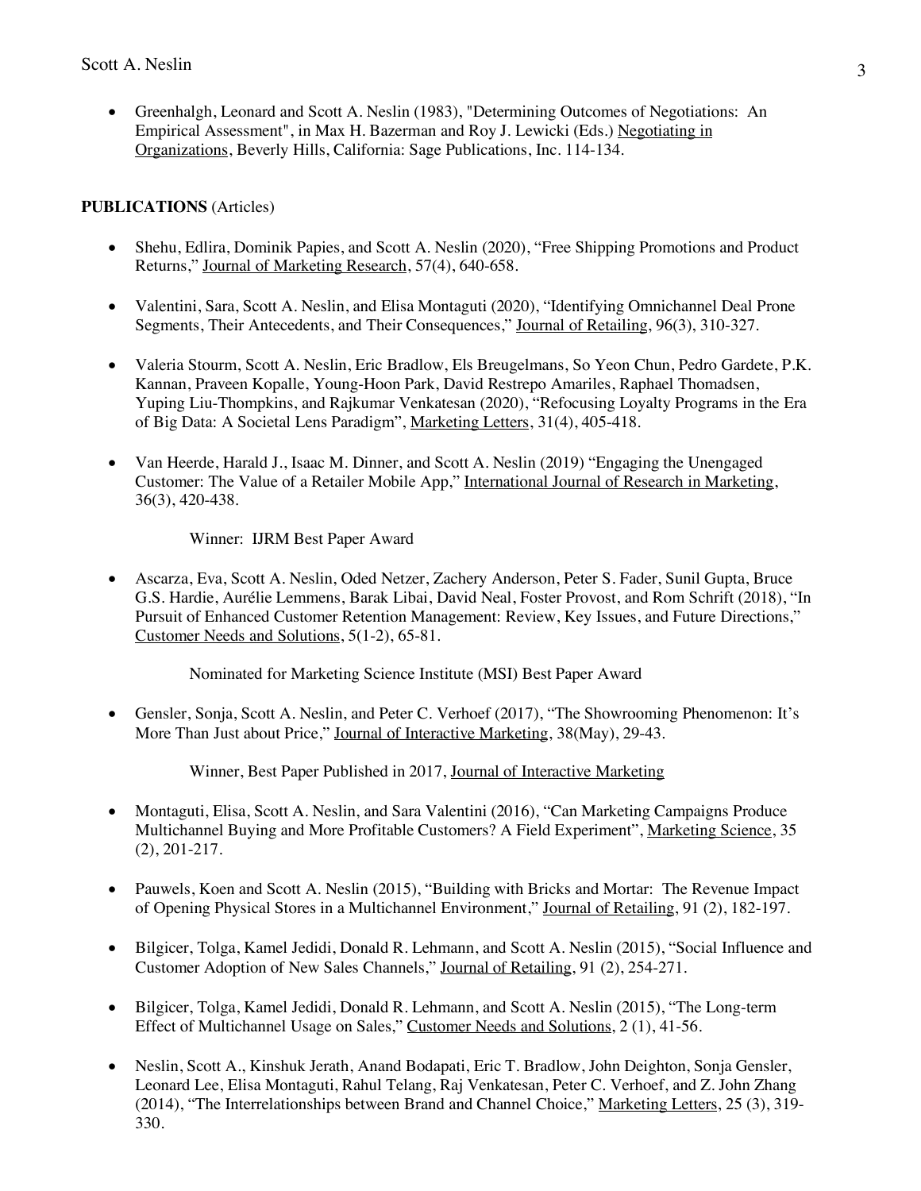- Greenhalgh, Leonard and Scott A. Neslin (1983), "Determining Outcomes of Negotiations: An Empirical Assessment", in Max H. Bazerman and Roy J. Lewicki (Eds.) Negotiating in Organizations, Beverly Hills, California: Sage Publications, Inc. 114-134.

**PUBLICATIONS** (Articles)

- Shehu, Edlira, Dominik Papies, and Scott A. Neslin (2020), "Free Shipping Promotions and Product Returns," Journal of Marketing Research, 57(4), 640-658.

- Valentini, Sara, Scott A. Neslin, and Elisa Montaguti (2020), "Identifying Omnichannel Deal Prone Segments, Their Antecedents, and Their Consequences," Journal of Retailing, 96(3), 310-327.

- Valeria Stourm, Scott A. Neslin, Eric Bradlow, Els Breugelmans, So Yeon Chun, Pedro Gardete, P.K. Kannan, Praveen Kopalle, Young-Hoon Park, David Restrepo Amariles, Raphael Thomadsen, Yuping Liu-Thompkins, and Rajkumar Venkatesan (2020), "Refocusing Loyalty Programs in the Era of Big Data: A Societal Lens Paradigm", Marketing Letters, 31(4), 405-418.

- Van Heerde, Harald J., Isaac M. Dinner, and Scott A. Neslin (2019) "Engaging the Unengaged Customer: The Value of a Retailer Mobile App," International Journal of Research in Marketing, 36(3), 420-438.

  Winner: IJRM Best Paper Award

- Ascarza, Eva, Scott A. Neslin, Oded Netzer, Zachery Anderson, Peter S. Fader, Sunil Gupta, Bruce G.S. Hardie, Aurélie Lemmens, Barak Libai, David Neal, Foster Provost, and Rom Schrift (2018), "In Pursuit of Enhanced Customer Retention Management: Review, Key Issues, and Future Directions," Customer Needs and Solutions, 5(1-2), 65-81.

  Nominated for Marketing Science Institute (MSI) Best Paper Award

- Gensler, Sonja, Scott A. Neslin, and Peter C. Verhoef (2017), "The Showrooming Phenomenon: It's More Than Just about Price," Journal of Interactive Marketing, 38(May), 29-43.

  Winner, Best Paper Published in 2017, Journal of Interactive Marketing

- Montaguti, Elisa, Scott A. Neslin, and Sara Valentini (2016), "Can Marketing Campaigns Produce Multichannel Buying and More Profitable Customers? A Field Experiment", Marketing Science, 35 (2), 201-217.

- Pauwels, Koen and Scott A. Neslin (2015), "Building with Bricks and Mortar: The Revenue Impact of Opening Physical Stores in a Multichannel Environment," Journal of Retailing, 91 (2), 182-197.

- Bilgicer, Tolga, Kamel Jedidi, Donald R. Lehmann, and Scott A. Neslin (2015), "Social Influence and Customer Adoption of New Sales Channels," Journal of Retailing, 91 (2), 254-271.

- Bilgicer, Tolga, Kamel Jedidi, Donald R. Lehmann, and Scott A. Neslin (2015), "The Long-term Effect of Multichannel Usage on Sales," Customer Needs and Solutions, 2 (1), 41-56.

- Neslin, Scott A., Kinshuk Jerath, Anand Bodapati, Eric T. Bradlow, John Deighton, Sonja Gensler, Leonard Lee, Elisa Montaguti, Rahul Telang, Raj Venkatesan, Peter C. Verhoef, and Z. John Zhang (2014), "The Interrelationships between Brand and Channel Choice," Marketing Letters, 25 (3), 319-330.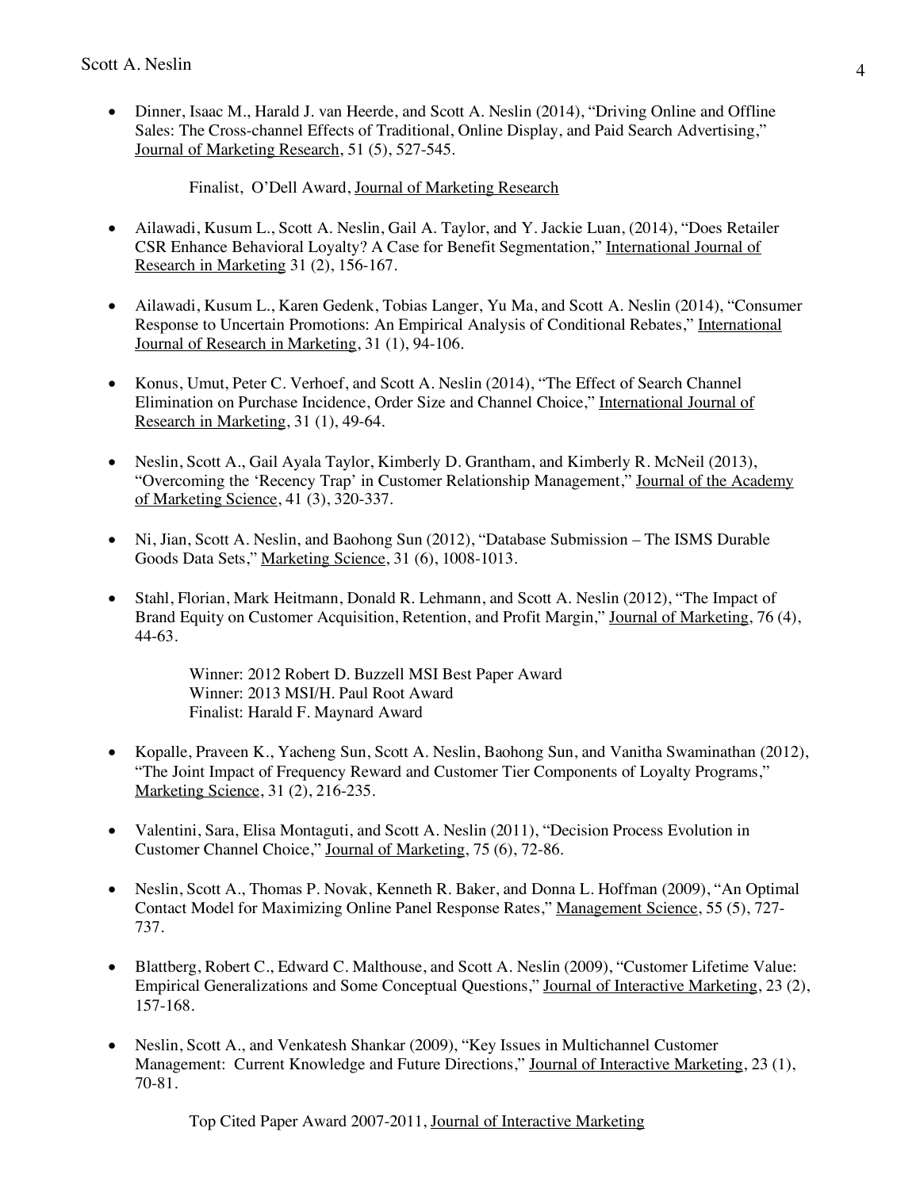- Dinner, Isaac M., Harald J. van Heerde, and Scott A. Neslin (2014), "Driving Online and Offline Sales: The Cross-channel Effects of Traditional, Online Display, and Paid Search Advertising," Journal of Marketing Research, 51 (5), 527-545.

  Finalist, O'Dell Award, Journal of Marketing Research

- Ailawadi, Kusum L., Scott A. Neslin, Gail A. Taylor, and Y. Jackie Luan, (2014), "Does Retailer CSR Enhance Behavioral Loyalty? A Case for Benefit Segmentation," International Journal of Research in Marketing 31 (2), 156-167.

- Ailawadi, Kusum L., Karen Gedenk, Tobias Langer, Yu Ma, and Scott A. Neslin (2014), "Consumer Response to Uncertain Promotions: An Empirical Analysis of Conditional Rebates," International Journal of Research in Marketing, 31 (1), 94-106.

- Konus, Umut, Peter C. Verhoef, and Scott A. Neslin (2014), "The Effect of Search Channel Elimination on Purchase Incidence, Order Size and Channel Choice," International Journal of Research in Marketing, 31 (1), 49-64.

- Neslin, Scott A., Gail Ayala Taylor, Kimberly D. Grantham, and Kimberly R. McNeil (2013), "Overcoming the 'Recency Trap' in Customer Relationship Management," Journal of the Academy of Marketing Science, 41 (3), 320-337.

- Ni, Jian, Scott A. Neslin, and Baohong Sun (2012), "Database Submission – The ISMS Durable Goods Data Sets," Marketing Science, 31 (6), 1008-1013.

- Stahl, Florian, Mark Heitmann, Donald R. Lehmann, and Scott A. Neslin (2012), "The Impact of Brand Equity on Customer Acquisition, Retention, and Profit Margin," Journal of Marketing, 76 (4), 44-63.

  Winner: 2012 Robert D. Buzzell MSI Best Paper Award
  Winner: 2013 MSI/H. Paul Root Award
  Finalist: Harald F. Maynard Award

- Kopalle, Praveen K., Yacheng Sun, Scott A. Neslin, Baohong Sun, and Vanitha Swaminathan (2012), "The Joint Impact of Frequency Reward and Customer Tier Components of Loyalty Programs," Marketing Science, 31 (2), 216-235.

- Valentini, Sara, Elisa Montaguti, and Scott A. Neslin (2011), "Decision Process Evolution in Customer Channel Choice," Journal of Marketing, 75 (6), 72-86.

- Neslin, Scott A., Thomas P. Novak, Kenneth R. Baker, and Donna L. Hoffman (2009), "An Optimal Contact Model for Maximizing Online Panel Response Rates," Management Science, 55 (5), 727-737.

- Blattberg, Robert C., Edward C. Malthouse, and Scott A. Neslin (2009), "Customer Lifetime Value: Empirical Generalizations and Some Conceptual Questions," Journal of Interactive Marketing, 23 (2), 157-168.

- Neslin, Scott A., and Venkatesh Shankar (2009), "Key Issues in Multichannel Customer Management: Current Knowledge and Future Directions," Journal of Interactive Marketing, 23 (1), 70-81.

  Top Cited Paper Award 2007-2011, Journal of Interactive Marketing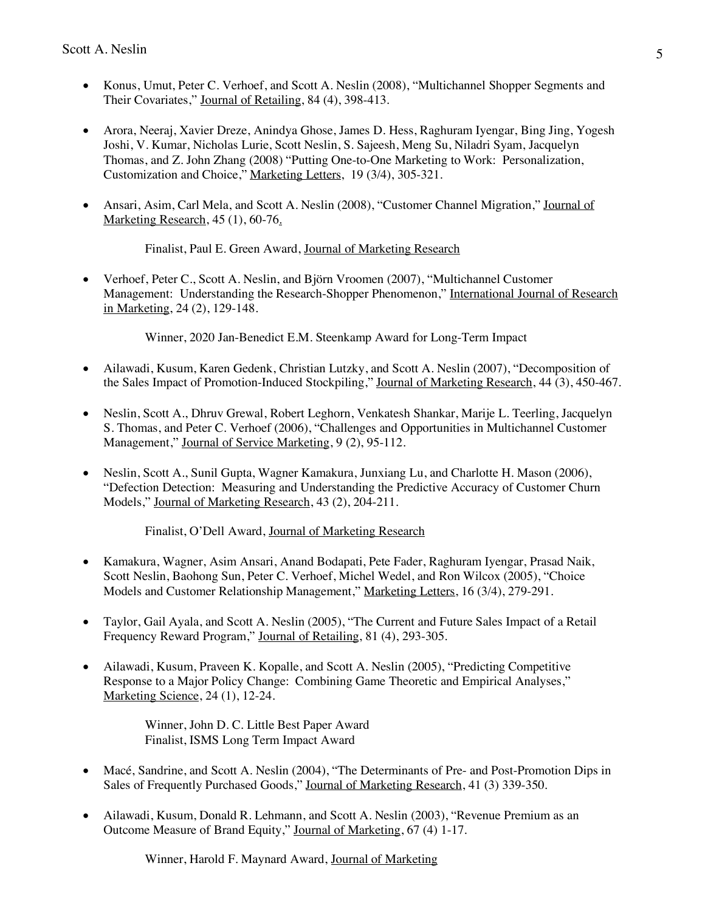- Konus, Umut, Peter C. Verhoef, and Scott A. Neslin (2008), "Multichannel Shopper Segments and Their Covariates," Journal of Retailing, 84 (4), 398-413.

- Arora, Neeraj, Xavier Dreze, Anindya Ghose, James D. Hess, Raghuram Iyengar, Bing Jing, Yogesh Joshi, V. Kumar, Nicholas Lurie, Scott Neslin, S. Sajeesh, Meng Su, Niladri Syam, Jacquelyn Thomas, and Z. John Zhang (2008) "Putting One-to-One Marketing to Work: Personalization, Customization and Choice," Marketing Letters, 19 (3/4), 305-321.

- Ansari, Asim, Carl Mela, and Scott A. Neslin (2008), "Customer Channel Migration," Journal of Marketing Research, 45 (1), 60-76.

  Finalist, Paul E. Green Award, Journal of Marketing Research

- Verhoef, Peter C., Scott A. Neslin, and Björn Vroomen (2007), "Multichannel Customer Management: Understanding the Research-Shopper Phenomenon," International Journal of Research in Marketing, 24 (2), 129-148.

  Winner, 2020 Jan-Benedict E.M. Steenkamp Award for Long-Term Impact

- Ailawadi, Kusum, Karen Gedenk, Christian Lutzky, and Scott A. Neslin (2007), "Decomposition of the Sales Impact of Promotion-Induced Stockpiling," Journal of Marketing Research, 44 (3), 450-467.

- Neslin, Scott A., Dhruv Grewal, Robert Leghorn, Venkatesh Shankar, Marije L. Teerling, Jacquelyn S. Thomas, and Peter C. Verhoef (2006), "Challenges and Opportunities in Multichannel Customer Management," Journal of Service Marketing, 9 (2), 95-112.

- Neslin, Scott A., Sunil Gupta, Wagner Kamakura, Junxiang Lu, and Charlotte H. Mason (2006), "Defection Detection: Measuring and Understanding the Predictive Accuracy of Customer Churn Models," Journal of Marketing Research, 43 (2), 204-211.

  Finalist, O'Dell Award, Journal of Marketing Research

- Kamakura, Wagner, Asim Ansari, Anand Bodapati, Pete Fader, Raghuram Iyengar, Prasad Naik, Scott Neslin, Baohong Sun, Peter C. Verhoef, Michel Wedel, and Ron Wilcox (2005), "Choice Models and Customer Relationship Management," Marketing Letters, 16 (3/4), 279-291.

- Taylor, Gail Ayala, and Scott A. Neslin (2005), "The Current and Future Sales Impact of a Retail Frequency Reward Program," Journal of Retailing, 81 (4), 293-305.

- Ailawadi, Kusum, Praveen K. Kopalle, and Scott A. Neslin (2005), "Predicting Competitive Response to a Major Policy Change: Combining Game Theoretic and Empirical Analyses," Marketing Science, 24 (1), 12-24.

  Winner, John D. C. Little Best Paper Award
  Finalist, ISMS Long Term Impact Award

- Macé, Sandrine, and Scott A. Neslin (2004), "The Determinants of Pre- and Post-Promotion Dips in Sales of Frequently Purchased Goods," Journal of Marketing Research, 41 (3) 339-350.

- Ailawadi, Kusum, Donald R. Lehmann, and Scott A. Neslin (2003), "Revenue Premium as an Outcome Measure of Brand Equity," Journal of Marketing, 67 (4) 1-17.

  Winner, Harold F. Maynard Award, Journal of Marketing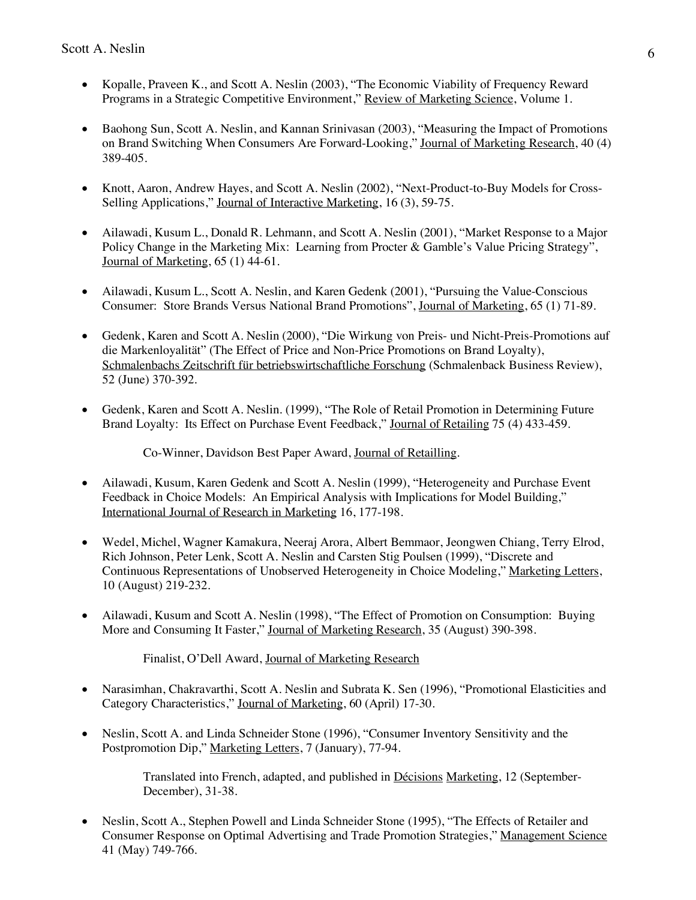- Kopalle, Praveen K., and Scott A. Neslin (2003), "The Economic Viability of Frequency Reward Programs in a Strategic Competitive Environment," Review of Marketing Science, Volume 1.

- Baohong Sun, Scott A. Neslin, and Kannan Srinivasan (2003), "Measuring the Impact of Promotions on Brand Switching When Consumers Are Forward-Looking," Journal of Marketing Research, 40 (4) 389-405.

- Knott, Aaron, Andrew Hayes, and Scott A. Neslin (2002), "Next-Product-to-Buy Models for Cross-Selling Applications," Journal of Interactive Marketing, 16 (3), 59-75.

- Ailawadi, Kusum L., Donald R. Lehmann, and Scott A. Neslin (2001), "Market Response to a Major Policy Change in the Marketing Mix: Learning from Procter & Gamble's Value Pricing Strategy", Journal of Marketing, 65 (1) 44-61.

- Ailawadi, Kusum L., Scott A. Neslin, and Karen Gedenk (2001), "Pursuing the Value-Conscious Consumer: Store Brands Versus National Brand Promotions", Journal of Marketing, 65 (1) 71-89.

- Gedenk, Karen and Scott A. Neslin (2000), "Die Wirkung von Preis- und Nicht-Preis-Promotions auf die Markenloyalität" (The Effect of Price and Non-Price Promotions on Brand Loyalty), Schmalenbachs Zeitschrift für betriebswirtschaftliche Forschung (Schmalenback Business Review), 52 (June) 370-392.

- Gedenk, Karen and Scott A. Neslin. (1999), "The Role of Retail Promotion in Determining Future Brand Loyalty: Its Effect on Purchase Event Feedback," Journal of Retailing 75 (4) 433-459.

  Co-Winner, Davidson Best Paper Award, Journal of Retailling.

- Ailawadi, Kusum, Karen Gedenk and Scott A. Neslin (1999), "Heterogeneity and Purchase Event Feedback in Choice Models: An Empirical Analysis with Implications for Model Building," International Journal of Research in Marketing 16, 177-198.

- Wedel, Michel, Wagner Kamakura, Neeraj Arora, Albert Bemmaor, Jeongwen Chiang, Terry Elrod, Rich Johnson, Peter Lenk, Scott A. Neslin and Carsten Stig Poulsen (1999), "Discrete and Continuous Representations of Unobserved Heterogeneity in Choice Modeling," Marketing Letters, 10 (August) 219-232.

- Ailawadi, Kusum and Scott A. Neslin (1998), "The Effect of Promotion on Consumption: Buying More and Consuming It Faster," Journal of Marketing Research, 35 (August) 390-398.

  Finalist, O'Dell Award, Journal of Marketing Research

- Narasimhan, Chakravarthi, Scott A. Neslin and Subrata K. Sen (1996), "Promotional Elasticities and Category Characteristics," Journal of Marketing, 60 (April) 17-30.

- Neslin, Scott A. and Linda Schneider Stone (1996), "Consumer Inventory Sensitivity and the Postpromotion Dip," Marketing Letters, 7 (January), 77-94.

  Translated into French, adapted, and published in Décisions Marketing, 12 (September-December), 31-38.

- Neslin, Scott A., Stephen Powell and Linda Schneider Stone (1995), "The Effects of Retailer and Consumer Response on Optimal Advertising and Trade Promotion Strategies," Management Science 41 (May) 749-766.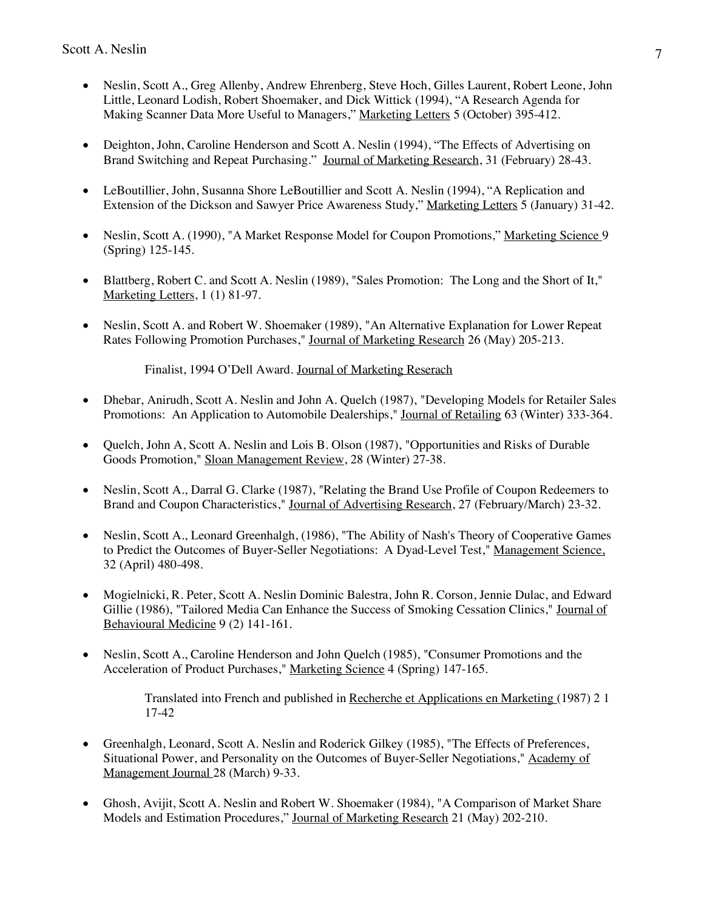- Neslin, Scott A., Greg Allenby, Andrew Ehrenberg, Steve Hoch, Gilles Laurent, Robert Leone, John Little, Leonard Lodish, Robert Shoemaker, and Dick Wittick (1994), "A Research Agenda for Making Scanner Data More Useful to Managers," Marketing Letters 5 (October) 395-412.

- Deighton, John, Caroline Henderson and Scott A. Neslin (1994), "The Effects of Advertising on Brand Switching and Repeat Purchasing." Journal of Marketing Research, 31 (February) 28-43.

- LeBoutillier, John, Susanna Shore LeBoutillier and Scott A. Neslin (1994), "A Replication and Extension of the Dickson and Sawyer Price Awareness Study," Marketing Letters 5 (January) 31-42.

- Neslin, Scott A. (1990), "A Market Response Model for Coupon Promotions," Marketing Science 9 (Spring) 125-145.

- Blattberg, Robert C. and Scott A. Neslin (1989), "Sales Promotion: The Long and the Short of It," Marketing Letters, 1 (1) 81-97.

- Neslin, Scott A. and Robert W. Shoemaker (1989), "An Alternative Explanation for Lower Repeat Rates Following Promotion Purchases," Journal of Marketing Research 26 (May) 205-213.

  Finalist, 1994 O'Dell Award. Journal of Marketing Reserach

- Dhebar, Anirudh, Scott A. Neslin and John A. Quelch (1987), "Developing Models for Retailer Sales Promotions: An Application to Automobile Dealerships," Journal of Retailing 63 (Winter) 333-364.

- Quelch, John A, Scott A. Neslin and Lois B. Olson (1987), "Opportunities and Risks of Durable Goods Promotion," Sloan Management Review, 28 (Winter) 27-38.

- Neslin, Scott A., Darral G. Clarke (1987), "Relating the Brand Use Profile of Coupon Redeemers to Brand and Coupon Characteristics," Journal of Advertising Research, 27 (February/March) 23-32.

- Neslin, Scott A., Leonard Greenhalgh, (1986), "The Ability of Nash's Theory of Cooperative Games to Predict the Outcomes of Buyer-Seller Negotiations: A Dyad-Level Test," Management Science, 32 (April) 480-498.

- Mogielnicki, R. Peter, Scott A. Neslin Dominic Balestra, John R. Corson, Jennie Dulac, and Edward Gillie (1986), "Tailored Media Can Enhance the Success of Smoking Cessation Clinics," Journal of Behavioural Medicine 9 (2) 141-161.

- Neslin, Scott A., Caroline Henderson and John Quelch (1985), "Consumer Promotions and the Acceleration of Product Purchases," Marketing Science 4 (Spring) 147-165.

  Translated into French and published in Recherche et Applications en Marketing (1987) 2 1 17-42

- Greenhalgh, Leonard, Scott A. Neslin and Roderick Gilkey (1985), "The Effects of Preferences, Situational Power, and Personality on the Outcomes of Buyer-Seller Negotiations," Academy of Management Journal 28 (March) 9-33.

- Ghosh, Avijit, Scott A. Neslin and Robert W. Shoemaker (1984), "A Comparison of Market Share Models and Estimation Procedures," Journal of Marketing Research 21 (May) 202-210.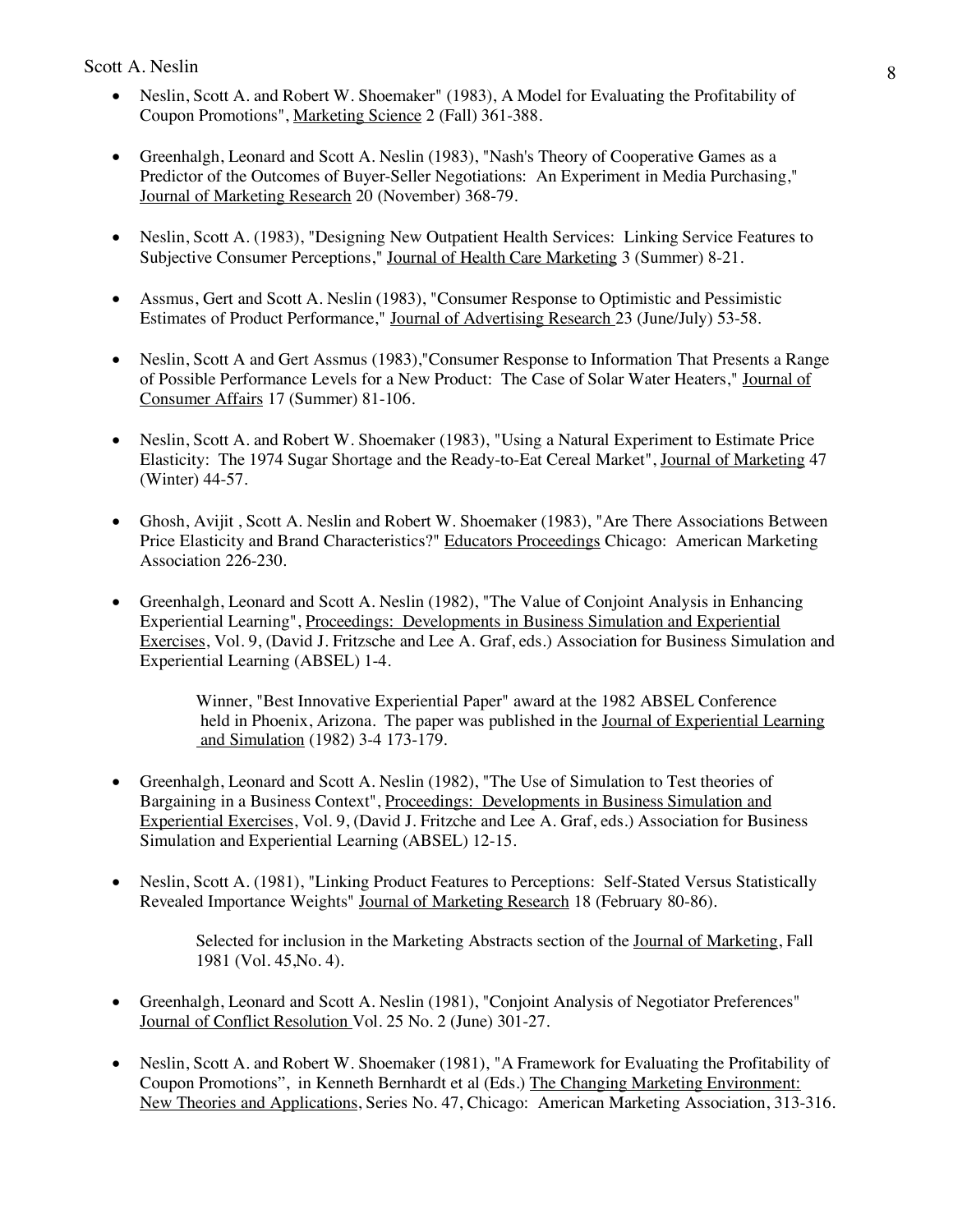- Neslin, Scott A. and Robert W. Shoemaker" (1983), A Model for Evaluating the Profitability of Coupon Promotions", Marketing Science 2 (Fall) 361-388.

- Greenhalgh, Leonard and Scott A. Neslin (1983), "Nash's Theory of Cooperative Games as a Predictor of the Outcomes of Buyer-Seller Negotiations: An Experiment in Media Purchasing," Journal of Marketing Research 20 (November) 368-79.

- Neslin, Scott A. (1983), "Designing New Outpatient Health Services: Linking Service Features to Subjective Consumer Perceptions," Journal of Health Care Marketing 3 (Summer) 8-21.

- Assmus, Gert and Scott A. Neslin (1983), "Consumer Response to Optimistic and Pessimistic Estimates of Product Performance," Journal of Advertising Research 23 (June/July) 53-58.

- Neslin, Scott A and Gert Assmus (1983),"Consumer Response to Information That Presents a Range of Possible Performance Levels for a New Product: The Case of Solar Water Heaters," Journal of Consumer Affairs 17 (Summer) 81-106.

- Neslin, Scott A. and Robert W. Shoemaker (1983), "Using a Natural Experiment to Estimate Price Elasticity: The 1974 Sugar Shortage and the Ready-to-Eat Cereal Market", Journal of Marketing 47 (Winter) 44-57.

- Ghosh, Avijit , Scott A. Neslin and Robert W. Shoemaker (1983), "Are There Associations Between Price Elasticity and Brand Characteristics?" Educators Proceedings Chicago: American Marketing Association 226-230.

- Greenhalgh, Leonard and Scott A. Neslin (1982), "The Value of Conjoint Analysis in Enhancing Experiential Learning", Proceedings: Developments in Business Simulation and Experiential Exercises, Vol. 9, (David J. Fritzsche and Lee A. Graf, eds.) Association for Business Simulation and Experiential Learning (ABSEL) 1-4.

  Winner, "Best Innovative Experiential Paper" award at the 1982 ABSEL Conference held in Phoenix, Arizona. The paper was published in the Journal of Experiential Learning and Simulation (1982) 3-4 173-179.

- Greenhalgh, Leonard and Scott A. Neslin (1982), "The Use of Simulation to Test theories of Bargaining in a Business Context", Proceedings: Developments in Business Simulation and Experiential Exercises, Vol. 9, (David J. Fritzche and Lee A. Graf, eds.) Association for Business Simulation and Experiential Learning (ABSEL) 12-15.

- Neslin, Scott A. (1981), "Linking Product Features to Perceptions: Self-Stated Versus Statistically Revealed Importance Weights" Journal of Marketing Research 18 (February 80-86).

  Selected for inclusion in the Marketing Abstracts section of the Journal of Marketing, Fall 1981 (Vol. 45,No. 4).

- Greenhalgh, Leonard and Scott A. Neslin (1981), "Conjoint Analysis of Negotiator Preferences" Journal of Conflict Resolution Vol. 25 No. 2 (June) 301-27.

- Neslin, Scott A. and Robert W. Shoemaker (1981), "A Framework for Evaluating the Profitability of Coupon Promotions", in Kenneth Bernhardt et al (Eds.) The Changing Marketing Environment: New Theories and Applications, Series No. 47, Chicago: American Marketing Association, 313-316.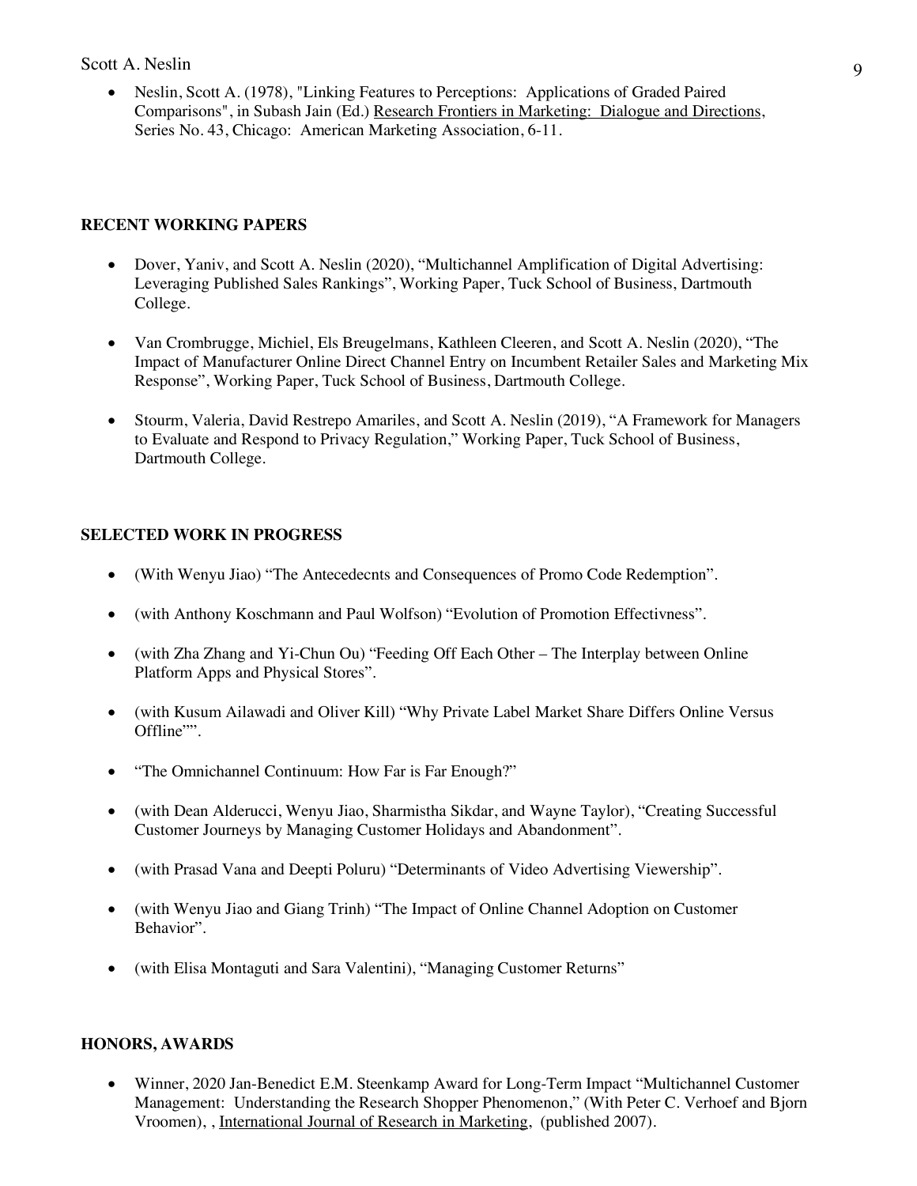- Neslin, Scott A. (1978), "Linking Features to Perceptions: Applications of Graded Paired Comparisons", in Subash Jain (Ed.) Research Frontiers in Marketing: Dialogue and Directions, Series No. 43, Chicago: American Marketing Association, 6-11.

## RECENT WORKING PAPERS

- Dover, Yaniv, and Scott A. Neslin (2020), "Multichannel Amplification of Digital Advertising: Leveraging Published Sales Rankings", Working Paper, Tuck School of Business, Dartmouth College.
- Van Crombrugge, Michiel, Els Breugelmans, Kathleen Cleeren, and Scott A. Neslin (2020), "The Impact of Manufacturer Online Direct Channel Entry on Incumbent Retailer Sales and Marketing Mix Response", Working Paper, Tuck School of Business, Dartmouth College.
- Stourm, Valeria, David Restrepo Amariles, and Scott A. Neslin (2019), "A Framework for Managers to Evaluate and Respond to Privacy Regulation," Working Paper, Tuck School of Business, Dartmouth College.

## SELECTED WORK IN PROGRESS

- (With Wenyu Jiao) "The Antecedecnts and Consequences of Promo Code Redemption".
- (with Anthony Koschmann and Paul Wolfson) "Evolution of Promotion Effectivness".
- (with Zha Zhang and Yi-Chun Ou) "Feeding Off Each Other – The Interplay between Online Platform Apps and Physical Stores".
- (with Kusum Ailawadi and Oliver Kill) "Why Private Label Market Share Differs Online Versus Offline"".
- "The Omnichannel Continuum: How Far is Far Enough?"
- (with Dean Alderucci, Wenyu Jiao, Sharmistha Sikdar, and Wayne Taylor), "Creating Successful Customer Journeys by Managing Customer Holidays and Abandonment".
- (with Prasad Vana and Deepti Poluru) "Determinants of Video Advertising Viewership".
- (with Wenyu Jiao and Giang Trinh) "The Impact of Online Channel Adoption on Customer Behavior".
- (with Elisa Montaguti and Sara Valentini), "Managing Customer Returns"

## HONORS, AWARDS

- Winner, 2020 Jan-Benedict E.M. Steenkamp Award for Long-Term Impact "Multichannel Customer Management: Understanding the Research Shopper Phenomenon," (With Peter C. Verhoef and Bjorn Vroomen), , International Journal of Research in Marketing, (published 2007).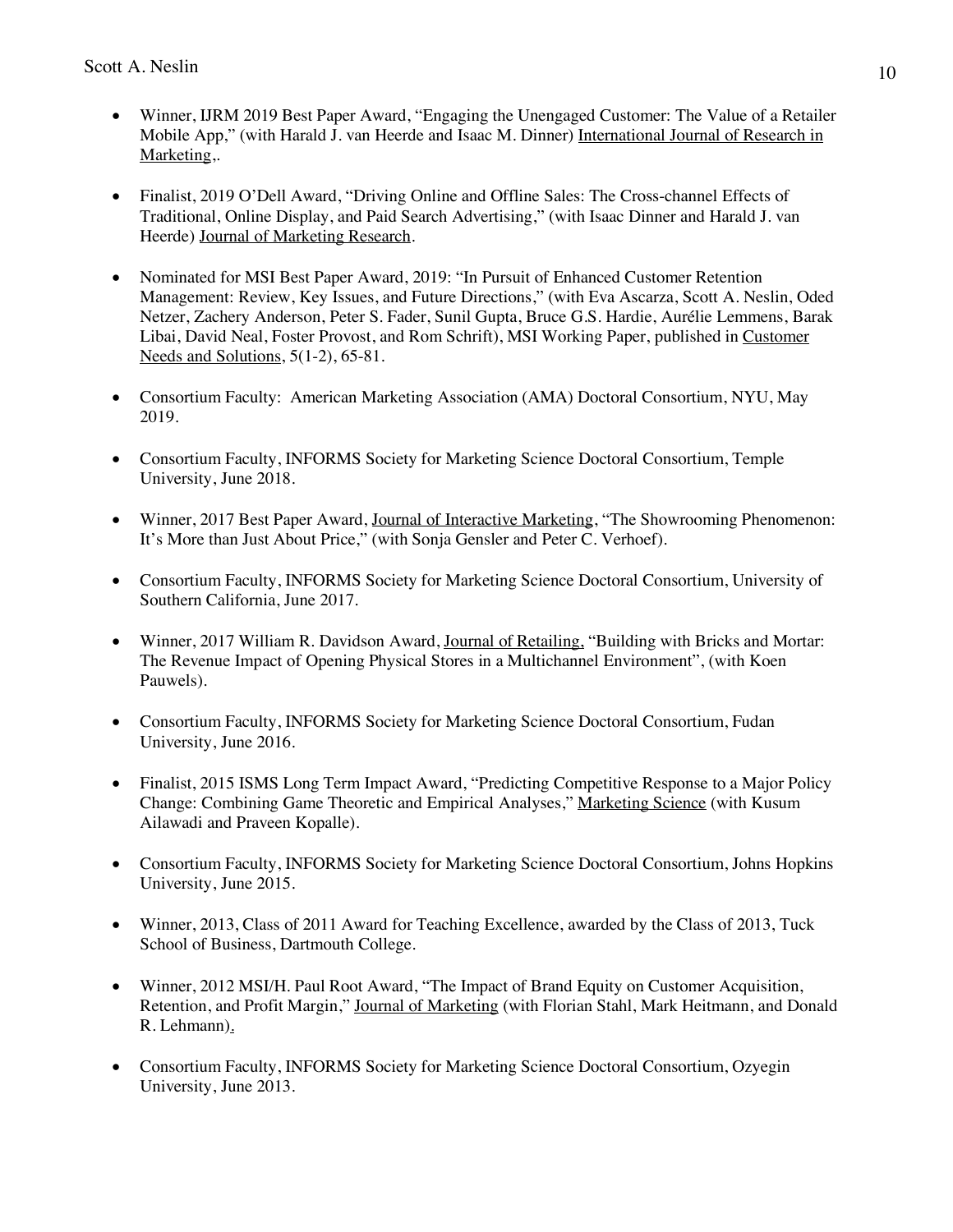- Winner, IJRM 2019 Best Paper Award, "Engaging the Unengaged Customer: The Value of a Retailer Mobile App," (with Harald J. van Heerde and Isaac M. Dinner) International Journal of Research in Marketing,.

- Finalist, 2019 O'Dell Award, "Driving Online and Offline Sales: The Cross-channel Effects of Traditional, Online Display, and Paid Search Advertising," (with Isaac Dinner and Harald J. van Heerde) Journal of Marketing Research.

- Nominated for MSI Best Paper Award, 2019: "In Pursuit of Enhanced Customer Retention Management: Review, Key Issues, and Future Directions," (with Eva Ascarza, Scott A. Neslin, Oded Netzer, Zachery Anderson, Peter S. Fader, Sunil Gupta, Bruce G.S. Hardie, Aurélie Lemmens, Barak Libai, David Neal, Foster Provost, and Rom Schrift), MSI Working Paper, published in Customer Needs and Solutions, 5(1-2), 65-81.

- Consortium Faculty: American Marketing Association (AMA) Doctoral Consortium, NYU, May 2019.

- Consortium Faculty, INFORMS Society for Marketing Science Doctoral Consortium, Temple University, June 2018.

- Winner, 2017 Best Paper Award, Journal of Interactive Marketing, "The Showrooming Phenomenon: It's More than Just About Price," (with Sonja Gensler and Peter C. Verhoef).

- Consortium Faculty, INFORMS Society for Marketing Science Doctoral Consortium, University of Southern California, June 2017.

- Winner, 2017 William R. Davidson Award, Journal of Retailing, "Building with Bricks and Mortar: The Revenue Impact of Opening Physical Stores in a Multichannel Environment", (with Koen Pauwels).

- Consortium Faculty, INFORMS Society for Marketing Science Doctoral Consortium, Fudan University, June 2016.

- Finalist, 2015 ISMS Long Term Impact Award, "Predicting Competitive Response to a Major Policy Change: Combining Game Theoretic and Empirical Analyses," Marketing Science (with Kusum Ailawadi and Praveen Kopalle).

- Consortium Faculty, INFORMS Society for Marketing Science Doctoral Consortium, Johns Hopkins University, June 2015.

- Winner, 2013, Class of 2011 Award for Teaching Excellence, awarded by the Class of 2013, Tuck School of Business, Dartmouth College.

- Winner, 2012 MSI/H. Paul Root Award, "The Impact of Brand Equity on Customer Acquisition, Retention, and Profit Margin," Journal of Marketing (with Florian Stahl, Mark Heitmann, and Donald R. Lehmann).

- Consortium Faculty, INFORMS Society for Marketing Science Doctoral Consortium, Ozyegin University, June 2013.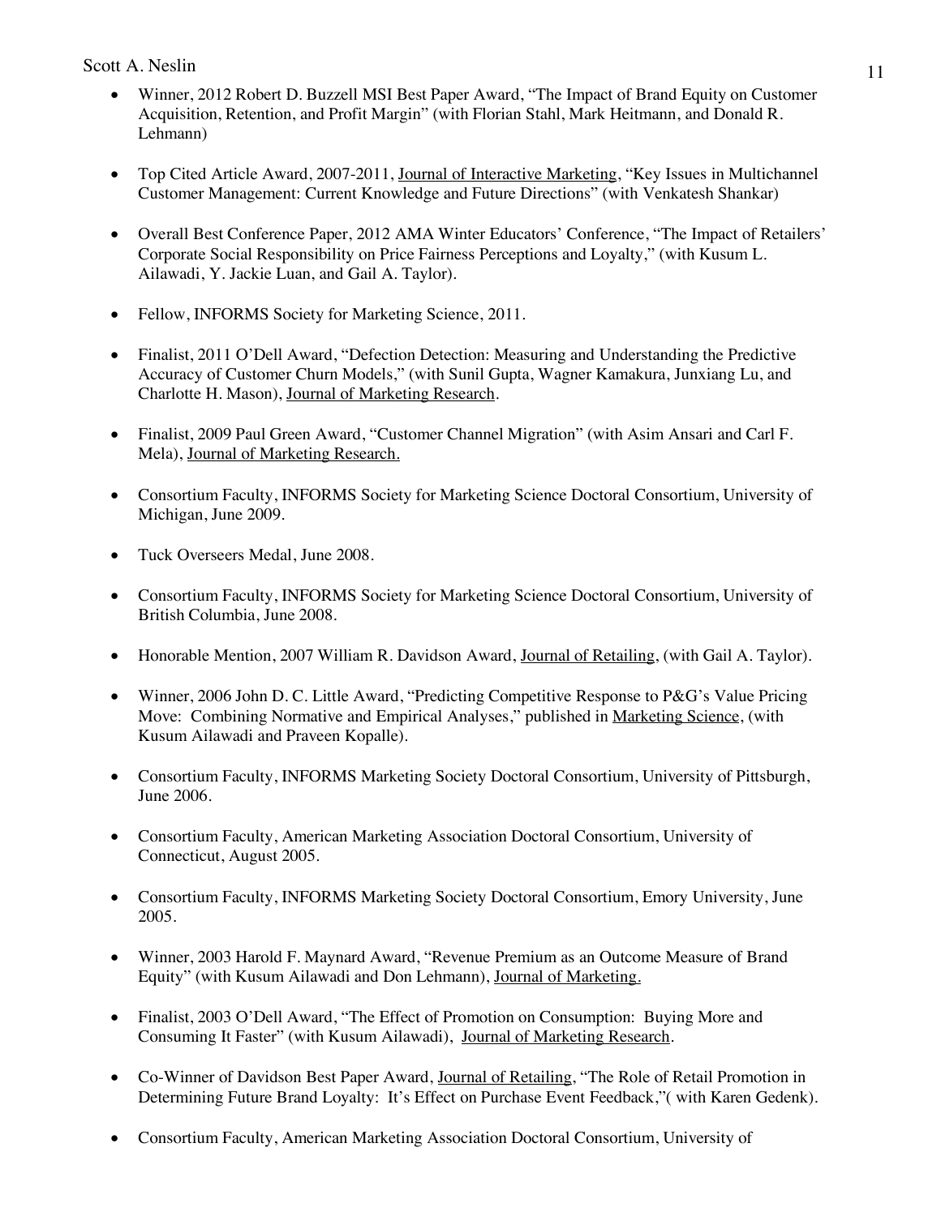- Winner, 2012 Robert D. Buzzell MSI Best Paper Award, "The Impact of Brand Equity on Customer Acquisition, Retention, and Profit Margin" (with Florian Stahl, Mark Heitmann, and Donald R. Lehmann)

- Top Cited Article Award, 2007-2011, Journal of Interactive Marketing, "Key Issues in Multichannel Customer Management: Current Knowledge and Future Directions" (with Venkatesh Shankar)

- Overall Best Conference Paper, 2012 AMA Winter Educators' Conference, "The Impact of Retailers' Corporate Social Responsibility on Price Fairness Perceptions and Loyalty," (with Kusum L. Ailawadi, Y. Jackie Luan, and Gail A. Taylor).

- Fellow, INFORMS Society for Marketing Science, 2011.

- Finalist, 2011 O'Dell Award, "Defection Detection: Measuring and Understanding the Predictive Accuracy of Customer Churn Models," (with Sunil Gupta, Wagner Kamakura, Junxiang Lu, and Charlotte H. Mason), Journal of Marketing Research.

- Finalist, 2009 Paul Green Award, "Customer Channel Migration" (with Asim Ansari and Carl F. Mela), Journal of Marketing Research.

- Consortium Faculty, INFORMS Society for Marketing Science Doctoral Consortium, University of Michigan, June 2009.

- Tuck Overseers Medal, June 2008.

- Consortium Faculty, INFORMS Society for Marketing Science Doctoral Consortium, University of British Columbia, June 2008.

- Honorable Mention, 2007 William R. Davidson Award, Journal of Retailing, (with Gail A. Taylor).

- Winner, 2006 John D. C. Little Award, "Predicting Competitive Response to P&G's Value Pricing Move: Combining Normative and Empirical Analyses," published in Marketing Science, (with Kusum Ailawadi and Praveen Kopalle).

- Consortium Faculty, INFORMS Marketing Society Doctoral Consortium, University of Pittsburgh, June 2006.

- Consortium Faculty, American Marketing Association Doctoral Consortium, University of Connecticut, August 2005.

- Consortium Faculty, INFORMS Marketing Society Doctoral Consortium, Emory University, June 2005.

- Winner, 2003 Harold F. Maynard Award, "Revenue Premium as an Outcome Measure of Brand Equity" (with Kusum Ailawadi and Don Lehmann), Journal of Marketing.

- Finalist, 2003 O'Dell Award, "The Effect of Promotion on Consumption: Buying More and Consuming It Faster" (with Kusum Ailawadi), Journal of Marketing Research.

- Co-Winner of Davidson Best Paper Award, Journal of Retailing, "The Role of Retail Promotion in Determining Future Brand Loyalty: It's Effect on Purchase Event Feedback,"( with Karen Gedenk).

- Consortium Faculty, American Marketing Association Doctoral Consortium, University of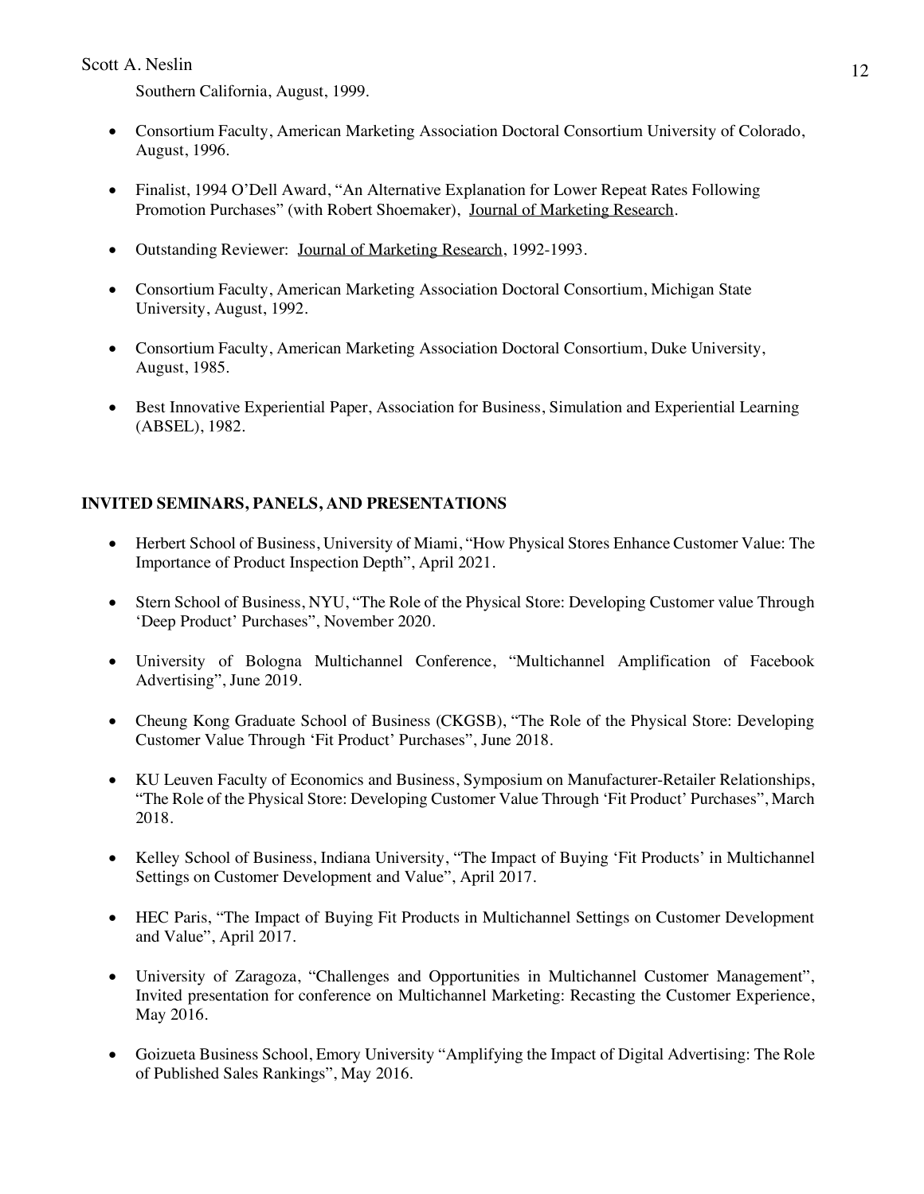Southern California, August, 1999.

- Consortium Faculty, American Marketing Association Doctoral Consortium University of Colorado, August, 1996.

- Finalist, 1994 O'Dell Award, "An Alternative Explanation for Lower Repeat Rates Following Promotion Purchases" (with Robert Shoemaker), Journal of Marketing Research.

- Outstanding Reviewer: Journal of Marketing Research, 1992-1993.

- Consortium Faculty, American Marketing Association Doctoral Consortium, Michigan State University, August, 1992.

- Consortium Faculty, American Marketing Association Doctoral Consortium, Duke University, August, 1985.

- Best Innovative Experiential Paper, Association for Business, Simulation and Experiential Learning (ABSEL), 1982.

**INVITED SEMINARS, PANELS, AND PRESENTATIONS**

- Herbert School of Business, University of Miami, "How Physical Stores Enhance Customer Value: The Importance of Product Inspection Depth", April 2021.

- Stern School of Business, NYU, "The Role of the Physical Store: Developing Customer value Through 'Deep Product' Purchases", November 2020.

- University of Bologna Multichannel Conference, "Multichannel Amplification of Facebook Advertising", June 2019.

- Cheung Kong Graduate School of Business (CKGSB), "The Role of the Physical Store: Developing Customer Value Through 'Fit Product' Purchases", June 2018.

- KU Leuven Faculty of Economics and Business, Symposium on Manufacturer-Retailer Relationships, "The Role of the Physical Store: Developing Customer Value Through 'Fit Product' Purchases", March 2018.

- Kelley School of Business, Indiana University, "The Impact of Buying 'Fit Products' in Multichannel Settings on Customer Development and Value", April 2017.

- HEC Paris, "The Impact of Buying Fit Products in Multichannel Settings on Customer Development and Value", April 2017.

- University of Zaragoza, "Challenges and Opportunities in Multichannel Customer Management", Invited presentation for conference on Multichannel Marketing: Recasting the Customer Experience, May 2016.

- Goizueta Business School, Emory University "Amplifying the Impact of Digital Advertising: The Role of Published Sales Rankings", May 2016.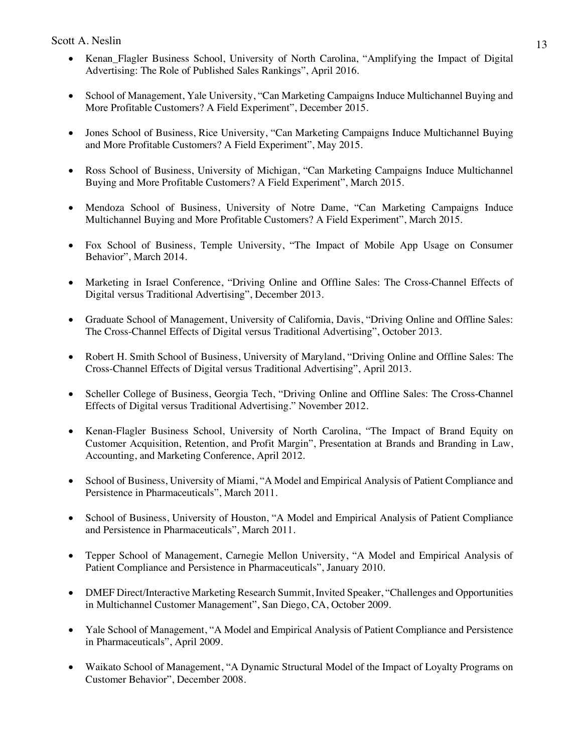- Kenan_Flagler Business School, University of North Carolina, "Amplifying the Impact of Digital Advertising: The Role of Published Sales Rankings", April 2016.

- School of Management, Yale University, "Can Marketing Campaigns Induce Multichannel Buying and More Profitable Customers? A Field Experiment", December 2015.

- Jones School of Business, Rice University, "Can Marketing Campaigns Induce Multichannel Buying and More Profitable Customers? A Field Experiment", May 2015.

- Ross School of Business, University of Michigan, "Can Marketing Campaigns Induce Multichannel Buying and More Profitable Customers? A Field Experiment", March 2015.

- Mendoza School of Business, University of Notre Dame, "Can Marketing Campaigns Induce Multichannel Buying and More Profitable Customers? A Field Experiment", March 2015.

- Fox School of Business, Temple University, "The Impact of Mobile App Usage on Consumer Behavior", March 2014.

- Marketing in Israel Conference, "Driving Online and Offline Sales: The Cross-Channel Effects of Digital versus Traditional Advertising", December 2013.

- Graduate School of Management, University of California, Davis, "Driving Online and Offline Sales: The Cross-Channel Effects of Digital versus Traditional Advertising", October 2013.

- Robert H. Smith School of Business, University of Maryland, "Driving Online and Offline Sales: The Cross-Channel Effects of Digital versus Traditional Advertising", April 2013.

- Scheller College of Business, Georgia Tech, "Driving Online and Offline Sales: The Cross-Channel Effects of Digital versus Traditional Advertising." November 2012.

- Kenan-Flagler Business School, University of North Carolina, "The Impact of Brand Equity on Customer Acquisition, Retention, and Profit Margin", Presentation at Brands and Branding in Law, Accounting, and Marketing Conference, April 2012.

- School of Business, University of Miami, "A Model and Empirical Analysis of Patient Compliance and Persistence in Pharmaceuticals", March 2011.

- School of Business, University of Houston, "A Model and Empirical Analysis of Patient Compliance and Persistence in Pharmaceuticals", March 2011.

- Tepper School of Management, Carnegie Mellon University, "A Model and Empirical Analysis of Patient Compliance and Persistence in Pharmaceuticals", January 2010.

- DMEF Direct/Interactive Marketing Research Summit, Invited Speaker, "Challenges and Opportunities in Multichannel Customer Management", San Diego, CA, October 2009.

- Yale School of Management, "A Model and Empirical Analysis of Patient Compliance and Persistence in Pharmaceuticals", April 2009.

- Waikato School of Management, "A Dynamic Structural Model of the Impact of Loyalty Programs on Customer Behavior", December 2008.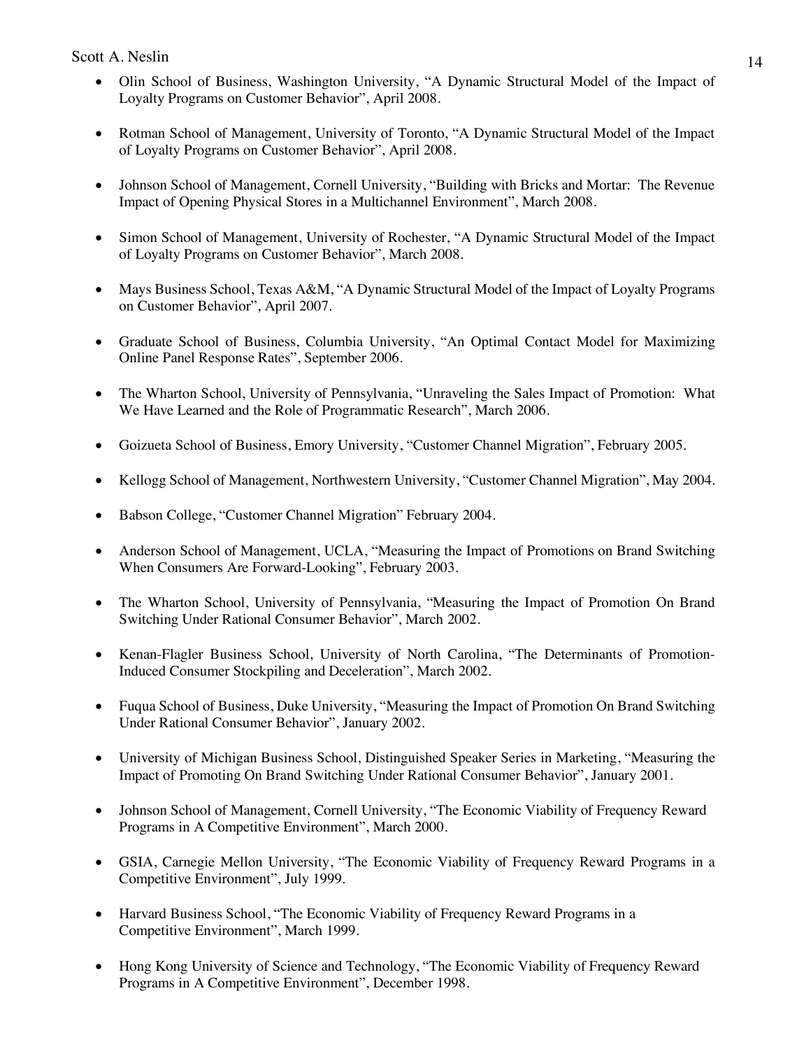- Olin School of Business, Washington University, "A Dynamic Structural Model of the Impact of Loyalty Programs on Customer Behavior", April 2008.

- Rotman School of Management, University of Toronto, "A Dynamic Structural Model of the Impact of Loyalty Programs on Customer Behavior", April 2008.

- Johnson School of Management, Cornell University, "Building with Bricks and Mortar: The Revenue Impact of Opening Physical Stores in a Multichannel Environment", March 2008.

- Simon School of Management, University of Rochester, "A Dynamic Structural Model of the Impact of Loyalty Programs on Customer Behavior", March 2008.

- Mays Business School, Texas A&M, "A Dynamic Structural Model of the Impact of Loyalty Programs on Customer Behavior", April 2007.

- Graduate School of Business, Columbia University, "An Optimal Contact Model for Maximizing Online Panel Response Rates", September 2006.

- The Wharton School, University of Pennsylvania, "Unraveling the Sales Impact of Promotion: What We Have Learned and the Role of Programmatic Research", March 2006.

- Goizueta School of Business, Emory University, "Customer Channel Migration", February 2005.

- Kellogg School of Management, Northwestern University, "Customer Channel Migration", May 2004.

- Babson College, "Customer Channel Migration" February 2004.

- Anderson School of Management, UCLA, "Measuring the Impact of Promotions on Brand Switching When Consumers Are Forward-Looking", February 2003.

- The Wharton School, University of Pennsylvania, "Measuring the Impact of Promotion On Brand Switching Under Rational Consumer Behavior", March 2002.

- Kenan-Flagler Business School, University of North Carolina, "The Determinants of Promotion-Induced Consumer Stockpiling and Deceleration", March 2002.

- Fuqua School of Business, Duke University, "Measuring the Impact of Promotion On Brand Switching Under Rational Consumer Behavior", January 2002.

- University of Michigan Business School, Distinguished Speaker Series in Marketing, "Measuring the Impact of Promoting On Brand Switching Under Rational Consumer Behavior", January 2001.

- Johnson School of Management, Cornell University, "The Economic Viability of Frequency Reward Programs in A Competitive Environment", March 2000.

- GSIA, Carnegie Mellon University, "The Economic Viability of Frequency Reward Programs in a Competitive Environment", July 1999.

- Harvard Business School, "The Economic Viability of Frequency Reward Programs in a Competitive Environment", March 1999.

- Hong Kong University of Science and Technology, "The Economic Viability of Frequency Reward Programs in A Competitive Environment", December 1998.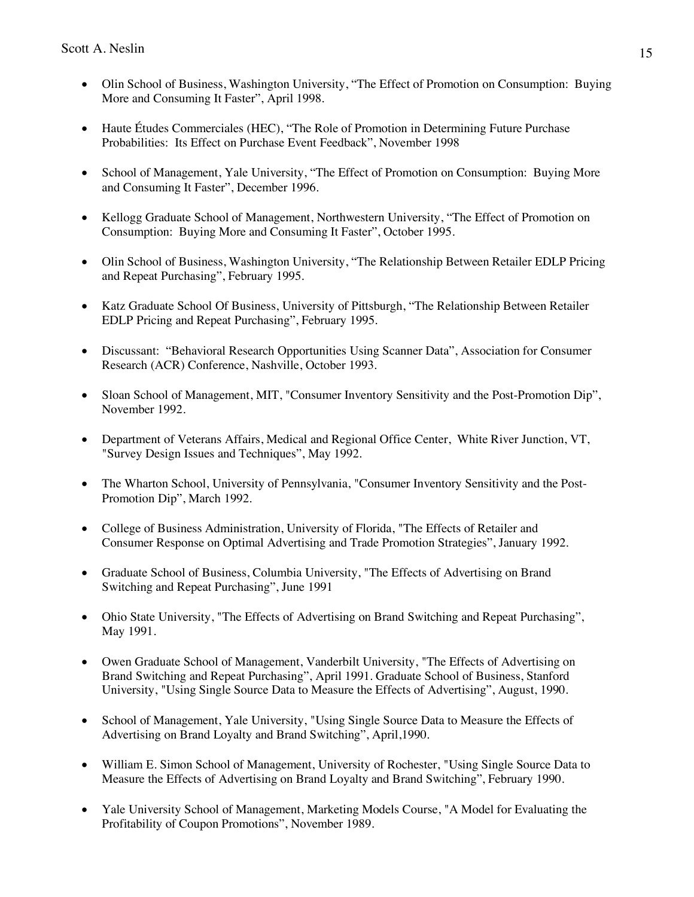- Olin School of Business, Washington University, “The Effect of Promotion on Consumption: Buying More and Consuming It Faster”, April 1998.

- Haute Études Commerciales (HEC), “The Role of Promotion in Determining Future Purchase Probabilities: Its Effect on Purchase Event Feedback”, November 1998

- School of Management, Yale University, “The Effect of Promotion on Consumption: Buying More and Consuming It Faster”, December 1996.

- Kellogg Graduate School of Management, Northwestern University, “The Effect of Promotion on Consumption: Buying More and Consuming It Faster”, October 1995.

- Olin School of Business, Washington University, “The Relationship Between Retailer EDLP Pricing and Repeat Purchasing”, February 1995.

- Katz Graduate School Of Business, University of Pittsburgh, “The Relationship Between Retailer EDLP Pricing and Repeat Purchasing”, February 1995.

- Discussant: “Behavioral Research Opportunities Using Scanner Data”, Association for Consumer Research (ACR) Conference, Nashville, October 1993.

- Sloan School of Management, MIT, "Consumer Inventory Sensitivity and the Post-Promotion Dip”, November 1992.

- Department of Veterans Affairs, Medical and Regional Office Center, White River Junction, VT, "Survey Design Issues and Techniques”, May 1992.

- The Wharton School, University of Pennsylvania, "Consumer Inventory Sensitivity and the Post-Promotion Dip”, March 1992.

- College of Business Administration, University of Florida, "The Effects of Retailer and Consumer Response on Optimal Advertising and Trade Promotion Strategies”, January 1992.

- Graduate School of Business, Columbia University, "The Effects of Advertising on Brand Switching and Repeat Purchasing”, June 1991

- Ohio State University, "The Effects of Advertising on Brand Switching and Repeat Purchasing”, May 1991.

- Owen Graduate School of Management, Vanderbilt University, "The Effects of Advertising on Brand Switching and Repeat Purchasing”, April 1991. Graduate School of Business, Stanford University, "Using Single Source Data to Measure the Effects of Advertising”, August, 1990.

- School of Management, Yale University, "Using Single Source Data to Measure the Effects of Advertising on Brand Loyalty and Brand Switching”, April,1990.

- William E. Simon School of Management, University of Rochester, "Using Single Source Data to Measure the Effects of Advertising on Brand Loyalty and Brand Switching”, February 1990.

- Yale University School of Management, Marketing Models Course, "A Model for Evaluating the Profitability of Coupon Promotions”, November 1989.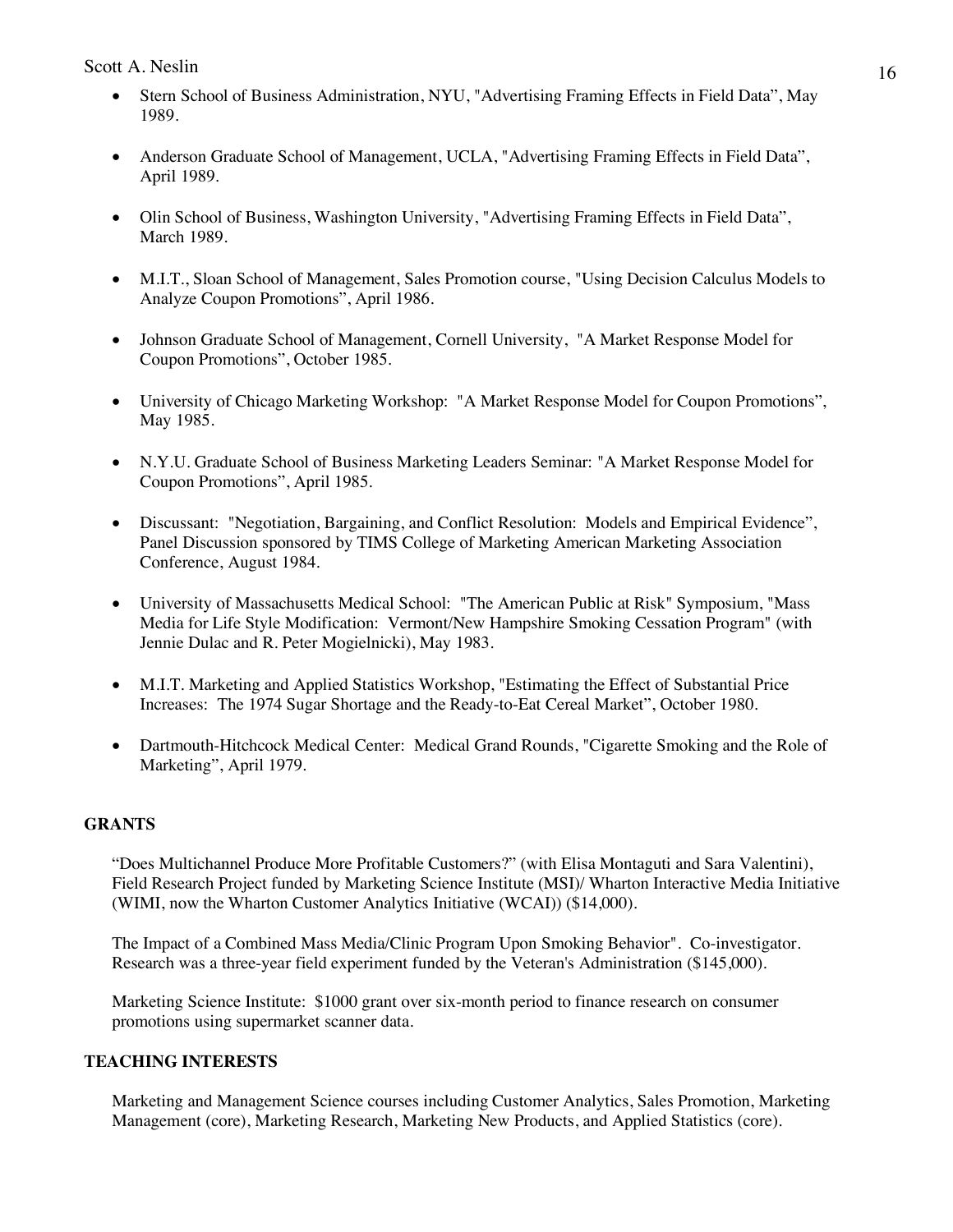- Stern School of Business Administration, NYU, "Advertising Framing Effects in Field Data", May 1989.

- Anderson Graduate School of Management, UCLA, "Advertising Framing Effects in Field Data", April 1989.

- Olin School of Business, Washington University, "Advertising Framing Effects in Field Data", March 1989.

- M.I.T., Sloan School of Management, Sales Promotion course, "Using Decision Calculus Models to Analyze Coupon Promotions", April 1986.

- Johnson Graduate School of Management, Cornell University, "A Market Response Model for Coupon Promotions", October 1985.

- University of Chicago Marketing Workshop: "A Market Response Model for Coupon Promotions", May 1985.

- N.Y.U. Graduate School of Business Marketing Leaders Seminar: "A Market Response Model for Coupon Promotions", April 1985.

- Discussant: "Negotiation, Bargaining, and Conflict Resolution: Models and Empirical Evidence", Panel Discussion sponsored by TIMS College of Marketing American Marketing Association Conference, August 1984.

- University of Massachusetts Medical School: "The American Public at Risk" Symposium, "Mass Media for Life Style Modification: Vermont/New Hampshire Smoking Cessation Program" (with Jennie Dulac and R. Peter Mogielnicki), May 1983.

- M.I.T. Marketing and Applied Statistics Workshop, "Estimating the Effect of Substantial Price Increases: The 1974 Sugar Shortage and the Ready-to-Eat Cereal Market", October 1980.

- Dartmouth-Hitchcock Medical Center: Medical Grand Rounds, "Cigarette Smoking and the Role of Marketing", April 1979.

## GRANTS

"Does Multichannel Produce More Profitable Customers?" (with Elisa Montaguti and Sara Valentini), Field Research Project funded by Marketing Science Institute (MSI)/ Wharton Interactive Media Initiative (WIMI, now the Wharton Customer Analytics Initiative (WCAI)) ($14,000).

The Impact of a Combined Mass Media/Clinic Program Upon Smoking Behavior". Co-investigator. Research was a three-year field experiment funded by the Veteran's Administration ($145,000).

Marketing Science Institute: $1000 grant over six-month period to finance research on consumer promotions using supermarket scanner data.

## TEACHING INTERESTS

Marketing and Management Science courses including Customer Analytics, Sales Promotion, Marketing Management (core), Marketing Research, Marketing New Products, and Applied Statistics (core).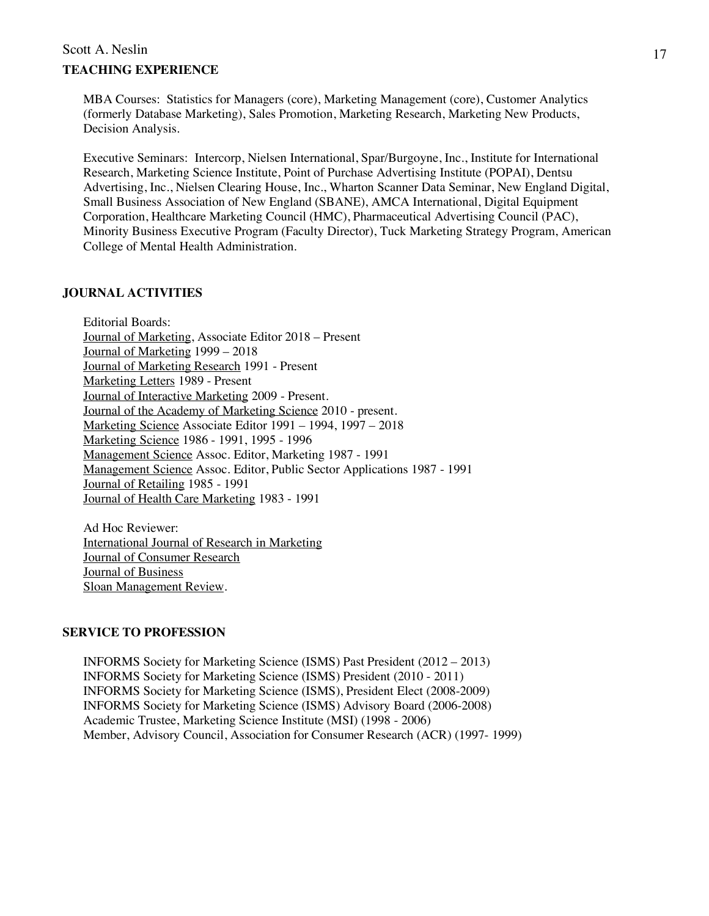## TEACHING EXPERIENCE

MBA Courses: Statistics for Managers (core), Marketing Management (core), Customer Analytics (formerly Database Marketing), Sales Promotion, Marketing Research, Marketing New Products, Decision Analysis.

Executive Seminars: Intercorp, Nielsen International, Spar/Burgoyne, Inc., Institute for International Research, Marketing Science Institute, Point of Purchase Advertising Institute (POPAI), Dentsu Advertising, Inc., Nielsen Clearing House, Inc., Wharton Scanner Data Seminar, New England Digital, Small Business Association of New England (SBANE), AMCA International, Digital Equipment Corporation, Healthcare Marketing Council (HMC), Pharmaceutical Advertising Council (PAC), Minority Business Executive Program (Faculty Director), Tuck Marketing Strategy Program, American College of Mental Health Administration.

## JOURNAL ACTIVITIES

Editorial Boards:
Journal of Marketing, Associate Editor 2018 – Present
Journal of Marketing 1999 – 2018
Journal of Marketing Research 1991 - Present
Marketing Letters 1989 - Present
Journal of Interactive Marketing 2009 - Present.
Journal of the Academy of Marketing Science 2010 - present.
Marketing Science Associate Editor 1991 – 1994, 1997 – 2018
Marketing Science 1986 - 1991, 1995 - 1996
Management Science Assoc. Editor, Marketing 1987 - 1991
Management Science Assoc. Editor, Public Sector Applications 1987 - 1991
Journal of Retailing 1985 - 1991
Journal of Health Care Marketing 1983 - 1991

Ad Hoc Reviewer:
International Journal of Research in Marketing
Journal of Consumer Research
Journal of Business
Sloan Management Review.

## SERVICE TO PROFESSION

INFORMS Society for Marketing Science (ISMS) Past President (2012 – 2013)
INFORMS Society for Marketing Science (ISMS) President (2010 - 2011)
INFORMS Society for Marketing Science (ISMS), President Elect (2008-2009)
INFORMS Society for Marketing Science (ISMS) Advisory Board (2006-2008)
Academic Trustee, Marketing Science Institute (MSI) (1998 - 2006)
Member, Advisory Council, Association for Consumer Research (ACR) (1997- 1999)